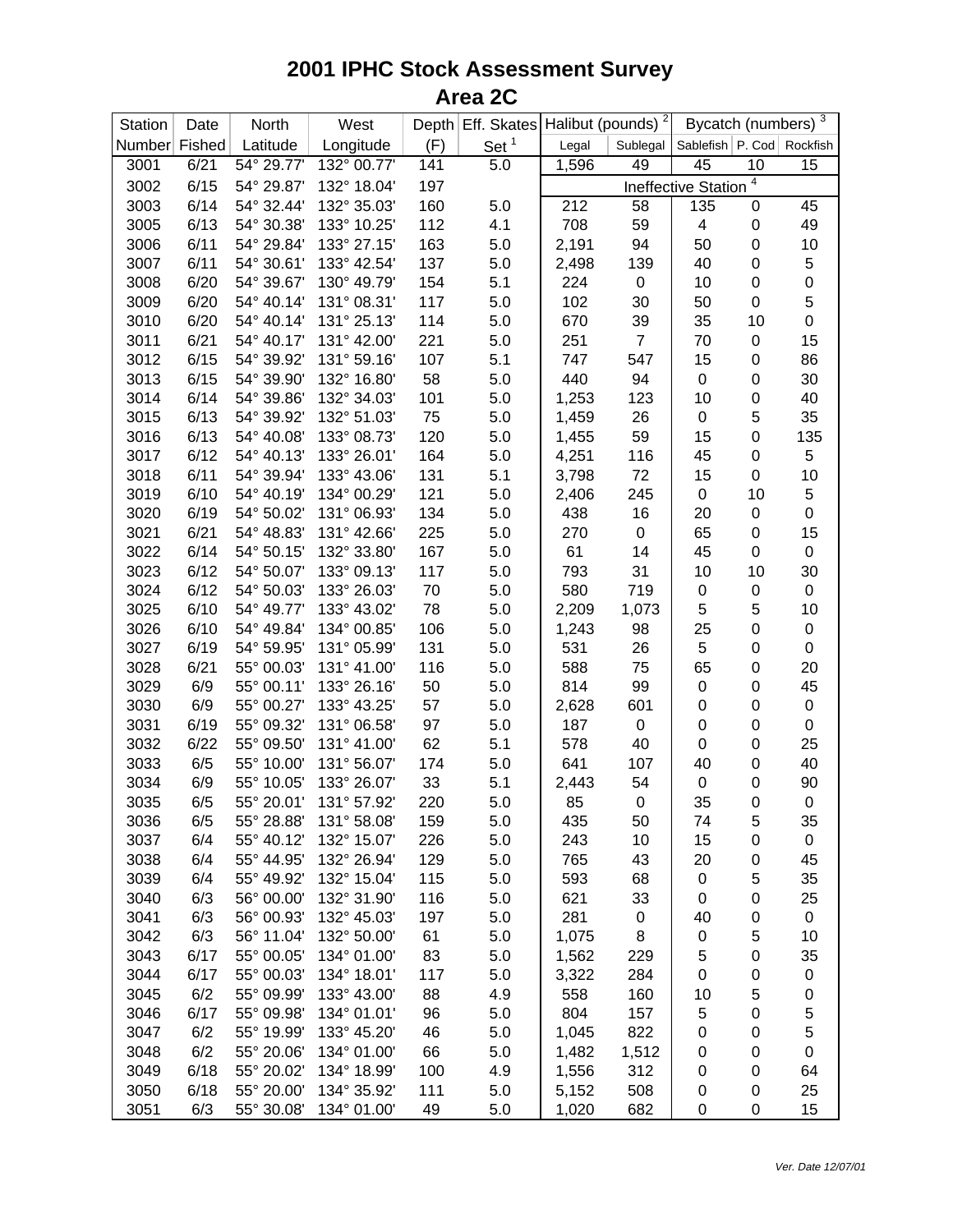# 2001 IPHC Stock Assessment Survey
## Area 2C

| Station Number | Date Fished | North Latitude | West Longitude | Depth (F) | Eff. Skates Set [1] | Halibut (pounds) [2] | | Bycatch (numbers) [3] | | |
|---|---|---|---|---|---|---|---|---|---|---|
| | | | | | | Legal | Sublegal | Sablefish | P. Cod | Rockfish |
| 3001 | 6/21 | 54° 29.77' | 132° 00.77' | 141 | 5.0 | 1,596 | 49 | 45 | 10 | 15 |
| 3002 | 6/15 | 54° 29.87' | 132° 18.04' | 197 | | Ineffective Station [4] | | | | |
| 3003 | 6/14 | 54° 32.44' | 132° 35.03' | 160 | 5.0 | 212 | 58 | 135 | 0 | 45 |
| 3005 | 6/13 | 54° 30.38' | 133° 10.25' | 112 | 4.1 | 708 | 59 | 4 | 0 | 49 |
| 3006 | 6/11 | 54° 29.84' | 133° 27.15' | 163 | 5.0 | 2,191 | 94 | 50 | 0 | 10 |
| 3007 | 6/11 | 54° 30.61' | 133° 42.54' | 137 | 5.0 | 2,498 | 139 | 40 | 0 | 5 |
| 3008 | 6/20 | 54° 39.67' | 130° 49.79' | 154 | 5.1 | 224 | 0 | 10 | 0 | 0 |
| 3009 | 6/20 | 54° 40.14' | 131° 08.31' | 117 | 5.0 | 102 | 30 | 50 | 0 | 5 |
| 3010 | 6/20 | 54° 40.14' | 131° 25.13' | 114 | 5.0 | 670 | 39 | 35 | 10 | 0 |
| 3011 | 6/21 | 54° 40.17' | 131° 42.00' | 221 | 5.0 | 251 | 7 | 70 | 0 | 15 |
| 3012 | 6/15 | 54° 39.92' | 131° 59.16' | 107 | 5.1 | 747 | 547 | 15 | 0 | 86 |
| 3013 | 6/15 | 54° 39.90' | 132° 16.80' | 58 | 5.0 | 440 | 94 | 0 | 0 | 30 |
| 3014 | 6/14 | 54° 39.86' | 132° 34.03' | 101 | 5.0 | 1,253 | 123 | 10 | 0 | 40 |
| 3015 | 6/13 | 54° 39.92' | 132° 51.03' | 75 | 5.0 | 1,459 | 26 | 0 | 5 | 35 |
| 3016 | 6/13 | 54° 40.08' | 133° 08.73' | 120 | 5.0 | 1,455 | 59 | 15 | 0 | 135 |
| 3017 | 6/12 | 54° 40.13' | 133° 26.01' | 164 | 5.0 | 4,251 | 116 | 45 | 0 | 5 |
| 3018 | 6/11 | 54° 39.94' | 133° 43.06' | 131 | 5.1 | 3,798 | 72 | 15 | 0 | 10 |
| 3019 | 6/10 | 54° 40.19' | 134° 00.29' | 121 | 5.0 | 2,406 | 245 | 0 | 10 | 5 |
| 3020 | 6/19 | 54° 50.02' | 131° 06.93' | 134 | 5.0 | 438 | 16 | 20 | 0 | 0 |
| 3021 | 6/21 | 54° 48.83' | 131° 42.66' | 225 | 5.0 | 270 | 0 | 65 | 0 | 15 |
| 3022 | 6/14 | 54° 50.15' | 132° 33.80' | 167 | 5.0 | 61 | 14 | 45 | 0 | 0 |
| 3023 | 6/12 | 54° 50.07' | 133° 09.13' | 117 | 5.0 | 793 | 31 | 10 | 10 | 30 |
| 3024 | 6/12 | 54° 50.03' | 133° 26.03' | 70 | 5.0 | 580 | 719 | 0 | 0 | 0 |
| 3025 | 6/10 | 54° 49.77' | 133° 43.02' | 78 | 5.0 | 2,209 | 1,073 | 5 | 5 | 10 |
| 3026 | 6/10 | 54° 49.84' | 134° 00.85' | 106 | 5.0 | 1,243 | 98 | 25 | 0 | 0 |
| 3027 | 6/19 | 54° 59.95' | 131° 05.99' | 131 | 5.0 | 531 | 26 | 5 | 0 | 0 |
| 3028 | 6/21 | 55° 00.03' | 131° 41.00' | 116 | 5.0 | 588 | 75 | 65 | 0 | 20 |
| 3029 | 6/9 | 55° 00.11' | 133° 26.16' | 50 | 5.0 | 814 | 99 | 0 | 0 | 45 |
| 3030 | 6/9 | 55° 00.27' | 133° 43.25' | 57 | 5.0 | 2,628 | 601 | 0 | 0 | 0 |
| 3031 | 6/19 | 55° 09.32' | 131° 06.58' | 97 | 5.0 | 187 | 0 | 0 | 0 | 0 |
| 3032 | 6/22 | 55° 09.50' | 131° 41.00' | 62 | 5.1 | 578 | 40 | 0 | 0 | 25 |
| 3033 | 6/5 | 55° 10.00' | 131° 56.07' | 174 | 5.0 | 641 | 107 | 40 | 0 | 40 |
| 3034 | 6/9 | 55° 10.05' | 133° 26.07' | 33 | 5.1 | 2,443 | 54 | 0 | 0 | 90 |
| 3035 | 6/5 | 55° 20.01' | 131° 57.92' | 220 | 5.0 | 85 | 0 | 35 | 0 | 0 |
| 3036 | 6/5 | 55° 28.88' | 131° 58.08' | 159 | 5.0 | 435 | 50 | 74 | 5 | 35 |
| 3037 | 6/4 | 55° 40.12' | 132° 15.07' | 226 | 5.0 | 243 | 10 | 15 | 0 | 0 |
| 3038 | 6/4 | 55° 44.95' | 132° 26.94' | 129 | 5.0 | 765 | 43 | 20 | 0 | 45 |
| 3039 | 6/4 | 55° 49.92' | 132° 15.04' | 115 | 5.0 | 593 | 68 | 0 | 5 | 35 |
| 3040 | 6/3 | 56° 00.00' | 132° 31.90' | 116 | 5.0 | 621 | 33 | 0 | 0 | 25 |
| 3041 | 6/3 | 56° 00.93' | 132° 45.03' | 197 | 5.0 | 281 | 0 | 40 | 0 | 0 |
| 3042 | 6/3 | 56° 11.04' | 132° 50.00' | 61 | 5.0 | 1,075 | 8 | 0 | 5 | 10 |
| 3043 | 6/17 | 55° 00.05' | 134° 01.00' | 83 | 5.0 | 1,562 | 229 | 5 | 0 | 35 |
| 3044 | 6/17 | 55° 00.03' | 134° 18.01' | 117 | 5.0 | 3,322 | 284 | 0 | 0 | 0 |
| 3045 | 6/2 | 55° 09.99' | 133° 43.00' | 88 | 4.9 | 558 | 160 | 10 | 5 | 0 |
| 3046 | 6/17 | 55° 09.98' | 134° 01.01' | 96 | 5.0 | 804 | 157 | 5 | 0 | 5 |
| 3047 | 6/2 | 55° 19.99' | 133° 45.20' | 46 | 5.0 | 1,045 | 822 | 0 | 0 | 5 |
| 3048 | 6/2 | 55° 20.06' | 134° 01.00' | 66 | 5.0 | 1,482 | 1,512 | 0 | 0 | 0 |
| 3049 | 6/18 | 55° 20.02' | 134° 18.99' | 100 | 4.9 | 1,556 | 312 | 0 | 0 | 64 |
| 3050 | 6/18 | 55° 20.00' | 134° 35.92' | 111 | 5.0 | 5,152 | 508 | 0 | 0 | 25 |
| 3051 | 6/3 | 55° 30.08' | 134° 01.00' | 49 | 5.0 | 1,020 | 682 | 0 | 0 | 15 |

*Ver. Date 12/07/01*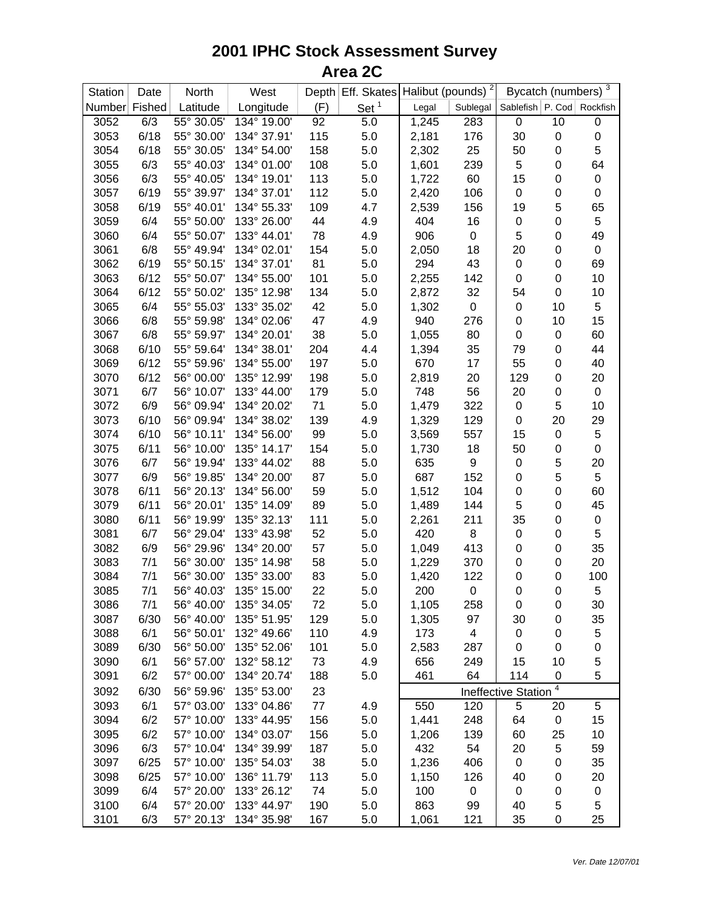# 2001 IPHC Stock Assessment Survey
## Area 2C

| Station | Date | North | West | Depth | Eff. Skates | Halibut (pounds) [2] | | Bycatch (numbers) [3] | | |
|---|---|---|---|---|---|---|---|---|---|---|
| Number | Fished | Latitude | Longitude | (F) | Set [1] | Legal | Sublegal | Sablefish | P. Cod | Rockfish |
| 3052 | 6/3 | 55° 30.05' | 134° 19.00' | 92 | 5.0 | 1,245 | 283 | 0 | 10 | 0 |
| 3053 | 6/18 | 55° 30.00' | 134° 37.91' | 115 | 5.0 | 2,181 | 176 | 30 | 0 | 0 |
| 3054 | 6/18 | 55° 30.05' | 134° 54.00' | 158 | 5.0 | 2,302 | 25 | 50 | 0 | 5 |
| 3055 | 6/3 | 55° 40.03' | 134° 01.00' | 108 | 5.0 | 1,601 | 239 | 5 | 0 | 64 |
| 3056 | 6/3 | 55° 40.05' | 134° 19.01' | 113 | 5.0 | 1,722 | 60 | 15 | 0 | 0 |
| 3057 | 6/19 | 55° 39.97' | 134° 37.01' | 112 | 5.0 | 2,420 | 106 | 0 | 0 | 0 |
| 3058 | 6/19 | 55° 40.01' | 134° 55.33' | 109 | 4.7 | 2,539 | 156 | 19 | 5 | 65 |
| 3059 | 6/4 | 55° 50.00' | 133° 26.00' | 44 | 4.9 | 404 | 16 | 0 | 0 | 5 |
| 3060 | 6/4 | 55° 50.07' | 133° 44.01' | 78 | 4.9 | 906 | 0 | 5 | 0 | 49 |
| 3061 | 6/8 | 55° 49.94' | 134° 02.01' | 154 | 5.0 | 2,050 | 18 | 20 | 0 | 0 |
| 3062 | 6/19 | 55° 50.15' | 134° 37.01' | 81 | 5.0 | 294 | 43 | 0 | 0 | 69 |
| 3063 | 6/12 | 55° 50.07' | 134° 55.00' | 101 | 5.0 | 2,255 | 142 | 0 | 0 | 10 |
| 3064 | 6/12 | 55° 50.02' | 135° 12.98' | 134 | 5.0 | 2,872 | 32 | 54 | 0 | 10 |
| 3065 | 6/4 | 55° 55.03' | 133° 35.02' | 42 | 5.0 | 1,302 | 0 | 0 | 10 | 5 |
| 3066 | 6/8 | 55° 59.98' | 134° 02.06' | 47 | 4.9 | 940 | 276 | 0 | 10 | 15 |
| 3067 | 6/8 | 55° 59.97' | 134° 20.01' | 38 | 5.0 | 1,055 | 80 | 0 | 0 | 60 |
| 3068 | 6/10 | 55° 59.64' | 134° 38.01' | 204 | 4.4 | 1,394 | 35 | 79 | 0 | 44 |
| 3069 | 6/12 | 55° 59.96' | 134° 55.00' | 197 | 5.0 | 670 | 17 | 55 | 0 | 40 |
| 3070 | 6/12 | 56° 00.00' | 135° 12.99' | 198 | 5.0 | 2,819 | 20 | 129 | 0 | 20 |
| 3071 | 6/7 | 56° 10.07' | 133° 44.00' | 179 | 5.0 | 748 | 56 | 20 | 0 | 0 |
| 3072 | 6/9 | 56° 09.94' | 134° 20.02' | 71 | 5.0 | 1,479 | 322 | 0 | 5 | 10 |
| 3073 | 6/10 | 56° 09.94' | 134° 38.02' | 139 | 4.9 | 1,329 | 129 | 0 | 20 | 29 |
| 3074 | 6/10 | 56° 10.11' | 134° 56.00' | 99 | 5.0 | 3,569 | 557 | 15 | 0 | 5 |
| 3075 | 6/11 | 56° 10.00' | 135° 14.17' | 154 | 5.0 | 1,730 | 18 | 50 | 0 | 0 |
| 3076 | 6/7 | 56° 19.94' | 133° 44.02' | 88 | 5.0 | 635 | 9 | 0 | 5 | 20 |
| 3077 | 6/9 | 56° 19.85' | 134° 20.00' | 87 | 5.0 | 687 | 152 | 0 | 5 | 5 |
| 3078 | 6/11 | 56° 20.13' | 134° 56.00' | 59 | 5.0 | 1,512 | 104 | 0 | 0 | 60 |
| 3079 | 6/11 | 56° 20.01' | 135° 14.09' | 89 | 5.0 | 1,489 | 144 | 5 | 0 | 45 |
| 3080 | 6/11 | 56° 19.99' | 135° 32.13' | 111 | 5.0 | 2,261 | 211 | 35 | 0 | 0 |
| 3081 | 6/7 | 56° 29.04' | 133° 43.98' | 52 | 5.0 | 420 | 8 | 0 | 0 | 5 |
| 3082 | 6/9 | 56° 29.96' | 134° 20.00' | 57 | 5.0 | 1,049 | 413 | 0 | 0 | 35 |
| 3083 | 7/1 | 56° 30.00' | 135° 14.98' | 58 | 5.0 | 1,229 | 370 | 0 | 0 | 20 |
| 3084 | 7/1 | 56° 30.00' | 135° 33.00' | 83 | 5.0 | 1,420 | 122 | 0 | 0 | 100 |
| 3085 | 7/1 | 56° 40.03' | 135° 15.00' | 22 | 5.0 | 200 | 0 | 0 | 0 | 5 |
| 3086 | 7/1 | 56° 40.00' | 135° 34.05' | 72 | 5.0 | 1,105 | 258 | 0 | 0 | 30 |
| 3087 | 6/30 | 56° 40.00' | 135° 51.95' | 129 | 5.0 | 1,305 | 97 | 30 | 0 | 35 |
| 3088 | 6/1 | 56° 50.01' | 132° 49.66' | 110 | 4.9 | 173 | 4 | 0 | 0 | 5 |
| 3089 | 6/30 | 56° 50.00' | 135° 52.06' | 101 | 5.0 | 2,583 | 287 | 0 | 0 | 0 |
| 3090 | 6/1 | 56° 57.00' | 132° 58.12' | 73 | 4.9 | 656 | 249 | 15 | 10 | 5 |
| 3091 | 6/2 | 57° 00.00' | 134° 20.74' | 188 | 5.0 | 461 | 64 | 114 | 0 | 5 |
| 3092 | 6/30 | 56° 59.96' | 135° 53.00' | 23 | | Ineffective Station [4] | | | | |
| 3093 | 6/1 | 57° 03.00' | 133° 04.86' | 77 | 4.9 | 550 | 120 | 5 | 20 | 5 |
| 3094 | 6/2 | 57° 10.00' | 133° 44.95' | 156 | 5.0 | 1,441 | 248 | 64 | 0 | 15 |
| 3095 | 6/2 | 57° 10.00' | 134° 03.07' | 156 | 5.0 | 1,206 | 139 | 60 | 25 | 10 |
| 3096 | 6/3 | 57° 10.04' | 134° 39.99' | 187 | 5.0 | 432 | 54 | 20 | 5 | 59 |
| 3097 | 6/25 | 57° 10.00' | 135° 54.03' | 38 | 5.0 | 1,236 | 406 | 0 | 0 | 35 |
| 3098 | 6/25 | 57° 10.00' | 136° 11.79' | 113 | 5.0 | 1,150 | 126 | 40 | 0 | 20 |
| 3099 | 6/4 | 57° 20.00' | 133° 26.12' | 74 | 5.0 | 100 | 0 | 0 | 0 | 0 |
| 3100 | 6/4 | 57° 20.00' | 134° 44.97' | 190 | 5.0 | 863 | 99 | 40 | 5 | 5 |
| 3101 | 6/3 | 57° 20.13' | 134° 35.98' | 167 | 5.0 | 1,061 | 121 | 35 | 0 | 25 |

*Ver. Date 12/07/01*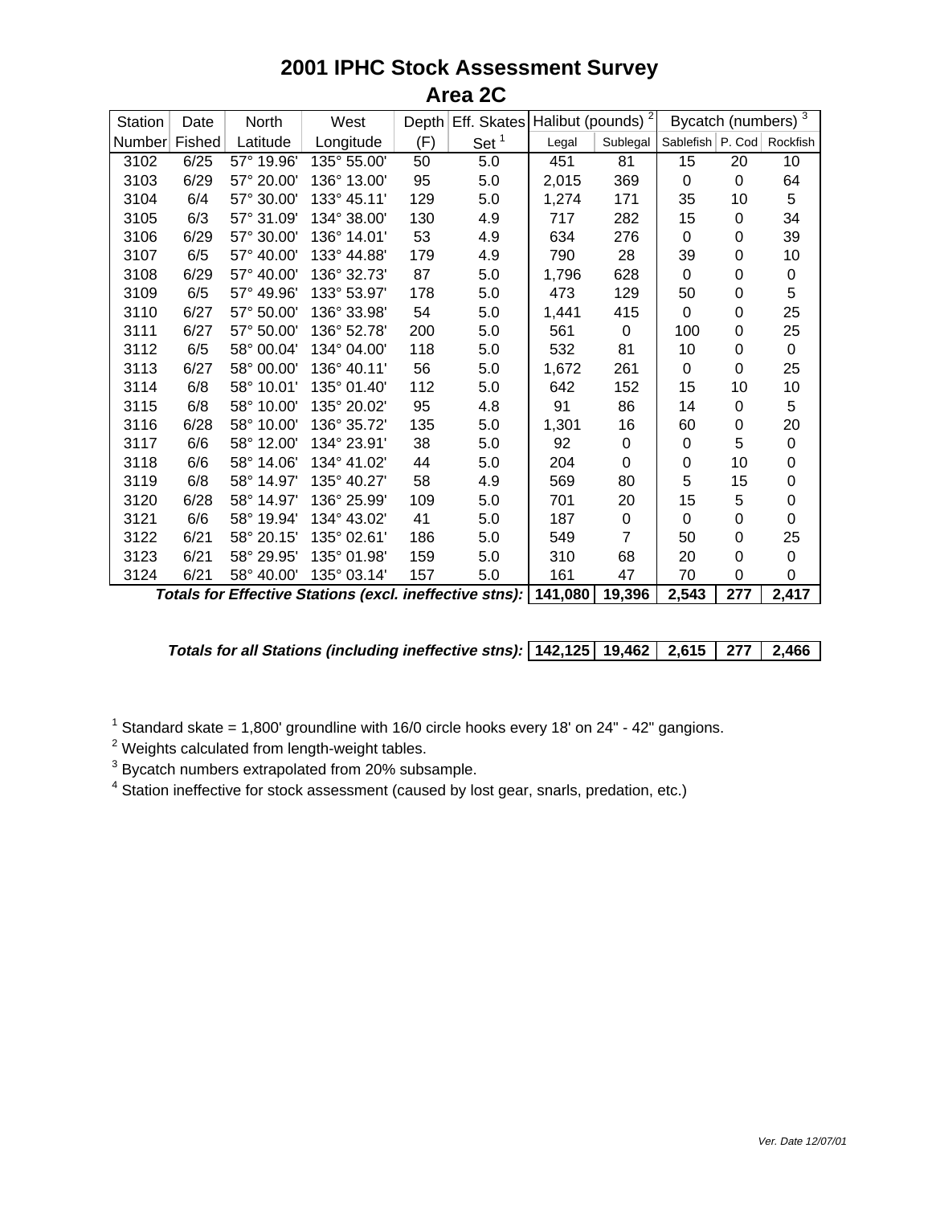# 2001 IPHC Stock Assessment Survey

## Area 2C

| Station Number | Date Fished | North Latitude | West Longitude | Depth (F) | Eff. Skates Set [1] | Halibut (pounds) [2] Legal | Sublegal | Bycatch (numbers) [3] Sablefish | P. Cod | Rockfish |
|---|---|---|---|---|---|---|---|---|---|---|
| 3102 | 6/25 | 57° 19.96' | 135° 55.00' | 50 | 5.0 | 451 | 81 | 15 | 20 | 10 |
| 3103 | 6/29 | 57° 20.00' | 136° 13.00' | 95 | 5.0 | 2,015 | 369 | 0 | 0 | 64 |
| 3104 | 6/4 | 57° 30.00' | 133° 45.11' | 129 | 5.0 | 1,274 | 171 | 35 | 10 | 5 |
| 3105 | 6/3 | 57° 31.09' | 134° 38.00' | 130 | 4.9 | 717 | 282 | 15 | 0 | 34 |
| 3106 | 6/29 | 57° 30.00' | 136° 14.01' | 53 | 4.9 | 634 | 276 | 0 | 0 | 39 |
| 3107 | 6/5 | 57° 40.00' | 133° 44.88' | 179 | 4.9 | 790 | 28 | 39 | 0 | 10 |
| 3108 | 6/29 | 57° 40.00' | 136° 32.73' | 87 | 5.0 | 1,796 | 628 | 0 | 0 | 0 |
| 3109 | 6/5 | 57° 49.96' | 133° 53.97' | 178 | 5.0 | 473 | 129 | 50 | 0 | 5 |
| 3110 | 6/27 | 57° 50.00' | 136° 33.98' | 54 | 5.0 | 1,441 | 415 | 0 | 0 | 25 |
| 3111 | 6/27 | 57° 50.00' | 136° 52.78' | 200 | 5.0 | 561 | 0 | 100 | 0 | 25 |
| 3112 | 6/5 | 58° 00.04' | 134° 04.00' | 118 | 5.0 | 532 | 81 | 10 | 0 | 0 |
| 3113 | 6/27 | 58° 00.00' | 136° 40.11' | 56 | 5.0 | 1,672 | 261 | 0 | 0 | 25 |
| 3114 | 6/8 | 58° 10.01' | 135° 01.40' | 112 | 5.0 | 642 | 152 | 15 | 10 | 10 |
| 3115 | 6/8 | 58° 10.00' | 135° 20.02' | 95 | 4.8 | 91 | 86 | 14 | 0 | 5 |
| 3116 | 6/28 | 58° 10.00' | 136° 35.72' | 135 | 5.0 | 1,301 | 16 | 60 | 0 | 20 |
| 3117 | 6/6 | 58° 12.00' | 134° 23.91' | 38 | 5.0 | 92 | 0 | 0 | 5 | 0 |
| 3118 | 6/6 | 58° 14.06' | 134° 41.02' | 44 | 5.0 | 204 | 0 | 0 | 10 | 0 |
| 3119 | 6/8 | 58° 14.97' | 135° 40.27' | 58 | 4.9 | 569 | 80 | 5 | 15 | 0 |
| 3120 | 6/28 | 58° 14.97' | 136° 25.99' | 109 | 5.0 | 701 | 20 | 15 | 5 | 0 |
| 3121 | 6/6 | 58° 19.94' | 134° 43.02' | 41 | 5.0 | 187 | 0 | 0 | 0 | 0 |
| 3122 | 6/21 | 58° 20.15' | 135° 02.61' | 186 | 5.0 | 549 | 7 | 50 | 0 | 25 |
| 3123 | 6/21 | 58° 29.95' | 135° 01.98' | 159 | 5.0 | 310 | 68 | 20 | 0 | 0 |
| 3124 | 6/21 | 58° 40.00' | 135° 03.14' | 157 | 5.0 | 161 | 47 | 70 | 0 | 0 |
| ***Totals for Effective Stations (excl. ineffective stns):*** | | | | | | **141,080** | **19,396** | **2,543** | **277** | **2,417** |
| ***Totals for all Stations (including ineffective stns):*** | | | | | | **142,125** | **19,462** | **2,615** | **277** | **2,466** |

[1] Standard skate = 1,800' groundline with 16/0 circle hooks every 18' on 24" - 42" gangions.

[2] Weights calculated from length-weight tables.

[3] Bycatch numbers extrapolated from 20% subsample.

[4] Station ineffective for stock assessment (caused by lost gear, snarls, predation, etc.)

*Ver. Date 12/07/01*